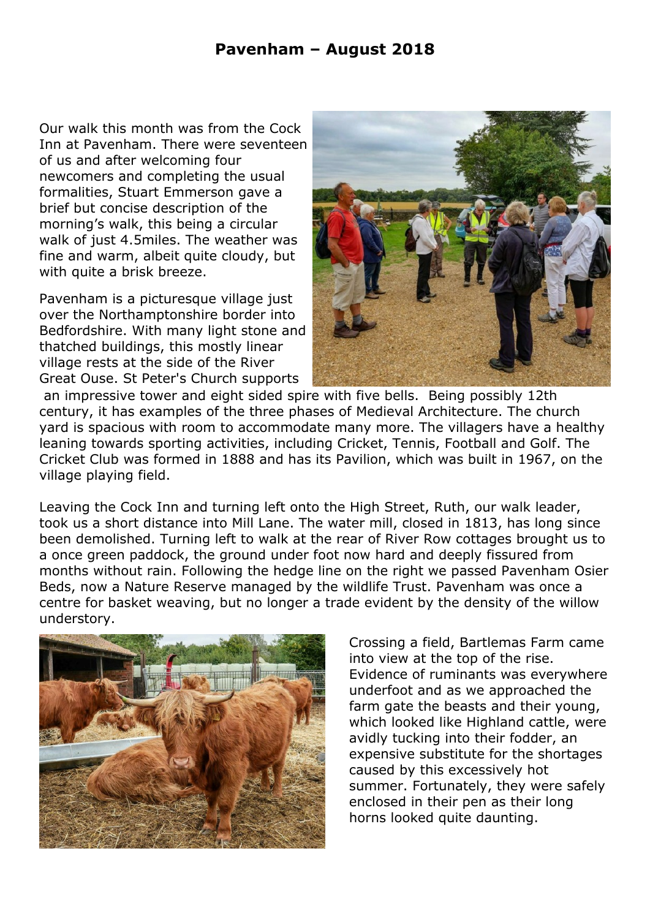# Pavenham – August 2018

Our walk this month was from the Cock Inn at Pavenham. There were seventeen of us and after welcoming four newcomers and completing the usual formalities, Stuart Emmerson gave a brief but concise description of the morning's walk, this being a circular walk of just 4.5miles. The weather was fine and warm, albeit quite cloudy, but with quite a brisk breeze.

Pavenham is a picturesque village just over the Northamptonshire border into Bedfordshire. With many light stone and thatched buildings, this mostly linear village rests at the side of the River Great Ouse. St Peter's Church supports an impressive tower and eight sided spire with five bells. Being possibly 12th century, it has examples of the three phases of Medieval Architecture. The church yard is spacious with room to accommodate many more. The villagers have a healthy leaning towards sporting activities, including Cricket, Tennis, Football and Golf. The Cricket Club was formed in 1888 and has its Pavilion, which was built in 1967, on the village playing field.

Leaving the Cock Inn and turning left onto the High Street, Ruth, our walk leader, took us a short distance into Mill Lane. The water mill, closed in 1813, has long since been demolished. Turning left to walk at the rear of River Row cottages brought us to a once green paddock, the ground under foot now hard and deeply fissured from months without rain. Following the hedge line on the right we passed Pavenham Osier Beds, now a Nature Reserve managed by the wildlife Trust. Pavenham was once a centre for basket weaving, but no longer a trade evident by the density of the willow understory.

Crossing a field, Bartlemas Farm came into view at the top of the rise. Evidence of ruminants was everywhere underfoot and as we approached the farm gate the beasts and their young, which looked like Highland cattle, were avidly tucking into their fodder, an expensive substitute for the shortages caused by this excessively hot summer. Fortunately, they were safely enclosed in their pen as their long horns looked quite daunting.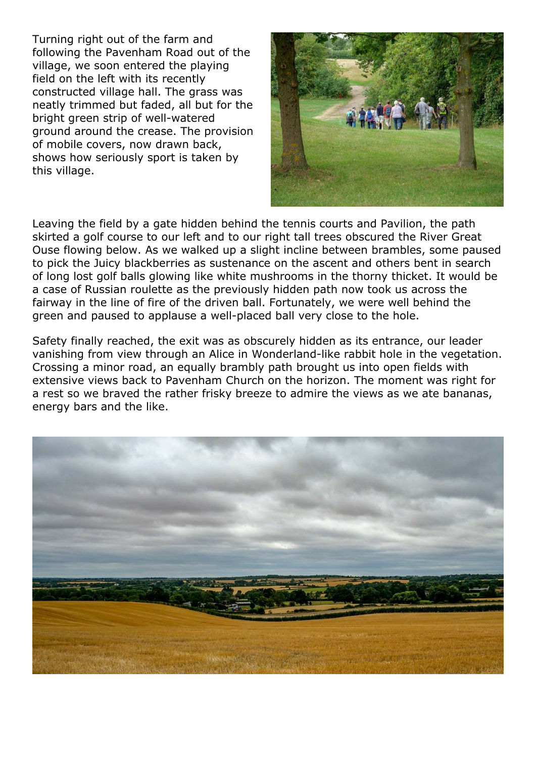Turning right out of the farm and following the Pavenham Road out of the village, we soon entered the playing field on the left with its recently constructed village hall. The grass was neatly trimmed but faded, all but for the bright green strip of well-watered ground around the crease. The provision of mobile covers, now drawn back, shows how seriously sport is taken by this village.

Leaving the field by a gate hidden behind the tennis courts and Pavilion, the path skirted a golf course to our left and to our right tall trees obscured the River Great Ouse flowing below. As we walked up a slight incline between brambles, some paused to pick the Juicy blackberries as sustenance on the ascent and others bent in search of long lost golf balls glowing like white mushrooms in the thorny thicket. It would be a case of Russian roulette as the previously hidden path now took us across the fairway in the line of fire of the driven ball. Fortunately, we were well behind the green and paused to applause a well-placed ball very close to the hole.

Safety finally reached, the exit was as obscurely hidden as its entrance, our leader vanishing from view through an Alice in Wonderland-like rabbit hole in the vegetation. Crossing a minor road, an equally brambly path brought us into open fields with extensive views back to Pavenham Church on the horizon. The moment was right for a rest so we braved the rather frisky breeze to admire the views as we ate bananas, energy bars and the like.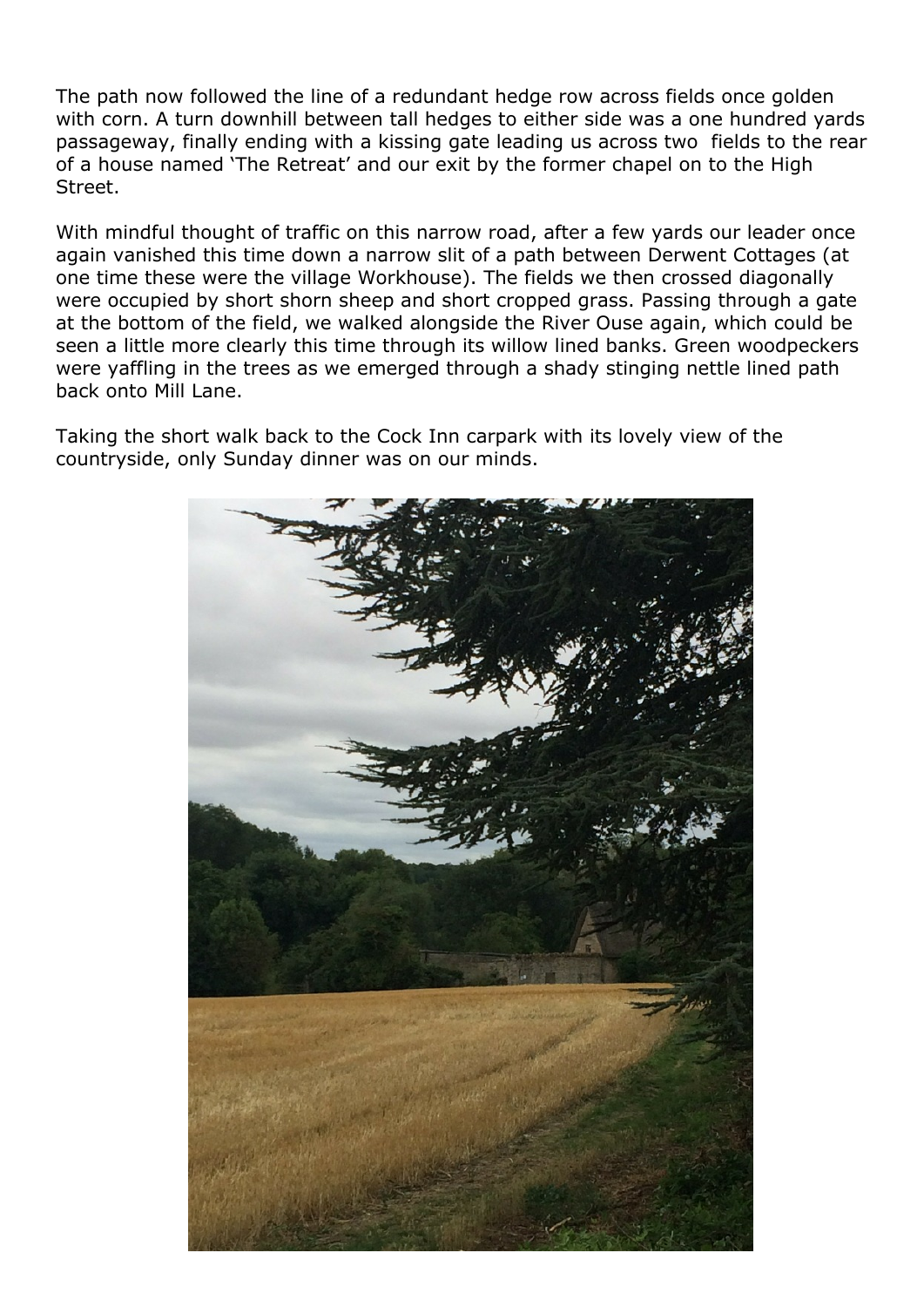The path now followed the line of a redundant hedge row across fields once golden with corn. A turn downhill between tall hedges to either side was a one hundred yards passageway, finally ending with a kissing gate leading us across two  fields to the rear of a house named 'The Retreat' and our exit by the former chapel on to the High Street.

With mindful thought of traffic on this narrow road, after a few yards our leader once again vanished this time down a narrow slit of a path between Derwent Cottages (at one time these were the village Workhouse). The fields we then crossed diagonally were occupied by short shorn sheep and short cropped grass. Passing through a gate at the bottom of the field, we walked alongside the River Ouse again, which could be seen a little more clearly this time through its willow lined banks. Green woodpeckers were yaffling in the trees as we emerged through a shady stinging nettle lined path back onto Mill Lane.

Taking the short walk back to the Cock Inn carpark with its lovely view of the countryside, only Sunday dinner was on our minds.